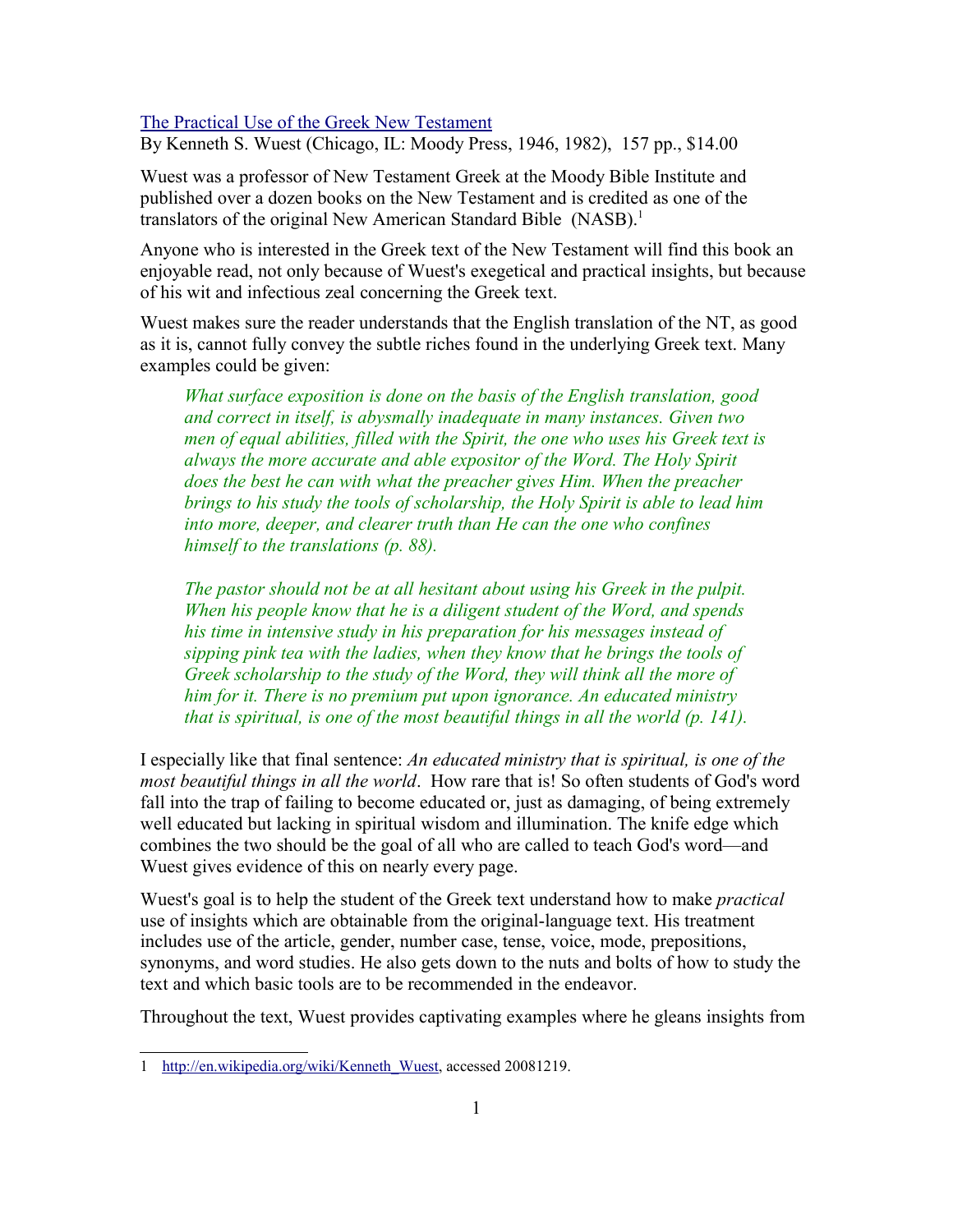[The Practical Use of the Greek New Testament](#)
By Kenneth S. Wuest (Chicago, IL: Moody Press, 1946, 1982), 157 pp., $14.00

Wuest was a professor of New Testament Greek at the Moody Bible Institute and published over a dozen books on the New Testament and is credited as one of the translators of the original New American Standard Bible (NASB).[1]

Anyone who is interested in the Greek text of the New Testament will find this book an enjoyable read, not only because of Wuest's exegetical and practical insights, but because of his wit and infectious zeal concerning the Greek text.

Wuest makes sure the reader understands that the English translation of the NT, as good as it is, cannot fully convey the subtle riches found in the underlying Greek text. Many examples could be given:

> *What surface exposition is done on the basis of the English translation, good and correct in itself, is abysmally inadequate in many instances. Given two men of equal abilities, filled with the Spirit, the one who uses his Greek text is always the more accurate and able expositor of the Word. The Holy Spirit does the best he can with what the preacher gives Him. When the preacher brings to his study the tools of scholarship, the Holy Spirit is able to lead him into more, deeper, and clearer truth than He can the one who confines himself to the translations (p. 88).*
>
> *The pastor should not be at all hesitant about using his Greek in the pulpit. When his people know that he is a diligent student of the Word, and spends his time in intensive study in his preparation for his messages instead of sipping pink tea with the ladies, when they know that he brings the tools of Greek scholarship to the study of the Word, they will think all the more of him for it. There is no premium put upon ignorance. An educated ministry that is spiritual, is one of the most beautiful things in all the world (p. 141).*

I especially like that final sentence: *An educated ministry that is spiritual, is one of the most beautiful things in all the world*. How rare that is! So often students of God's word fall into the trap of failing to become educated or, just as damaging, of being extremely well educated but lacking in spiritual wisdom and illumination. The knife edge which combines the two should be the goal of all who are called to teach God's word—and Wuest gives evidence of this on nearly every page.

Wuest's goal is to help the student of the Greek text understand how to make *practical* use of insights which are obtainable from the original-language text. His treatment includes use of the article, gender, number case, tense, voice, mode, prepositions, synonyms, and word studies. He also gets down to the nuts and bolts of how to study the text and which basic tools are to be recommended in the endeavor.

Throughout the text, Wuest provides captivating examples where he gleans insights from

---

1 http://en.wikipedia.org/wiki/Kenneth_Wuest, accessed 20081219.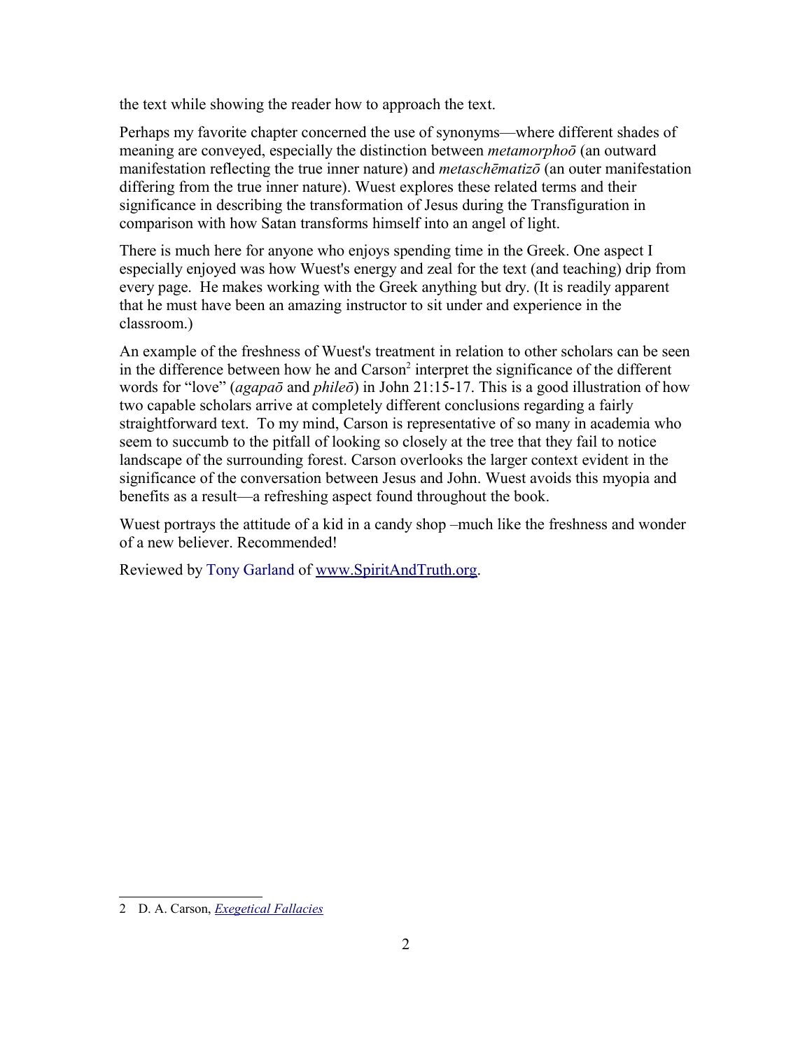the text while showing the reader how to approach the text.

Perhaps my favorite chapter concerned the use of synonyms—where different shades of meaning are conveyed, especially the distinction between *metamorphoō* (an outward manifestation reflecting the true inner nature) and *metaschēmatizō* (an outer manifestation differing from the true inner nature). Wuest explores these related terms and their significance in describing the transformation of Jesus during the Transfiguration in comparison with how Satan transforms himself into an angel of light.

There is much here for anyone who enjoys spending time in the Greek. One aspect I especially enjoyed was how Wuest's energy and zeal for the text (and teaching) drip from every page. He makes working with the Greek anything but dry. (It is readily apparent that he must have been an amazing instructor to sit under and experience in the classroom.)

An example of the freshness of Wuest's treatment in relation to other scholars can be seen in the difference between how he and Carson[2] interpret the significance of the different words for "love" (*agapaō* and *phileō*) in John 21:15-17. This is a good illustration of how two capable scholars arrive at completely different conclusions regarding a fairly straightforward text. To my mind, Carson is representative of so many in academia who seem to succumb to the pitfall of looking so closely at the tree that they fail to notice landscape of the surrounding forest. Carson overlooks the larger context evident in the significance of the conversation between Jesus and John. Wuest avoids this myopia and benefits as a result—a refreshing aspect found throughout the book.

Wuest portrays the attitude of a kid in a candy shop –much like the freshness and wonder of a new believer. Recommended!

Reviewed by Tony Garland of www.SpiritAndTruth.org.

---

2 D. A. Carson, *Exegetical Fallacies*